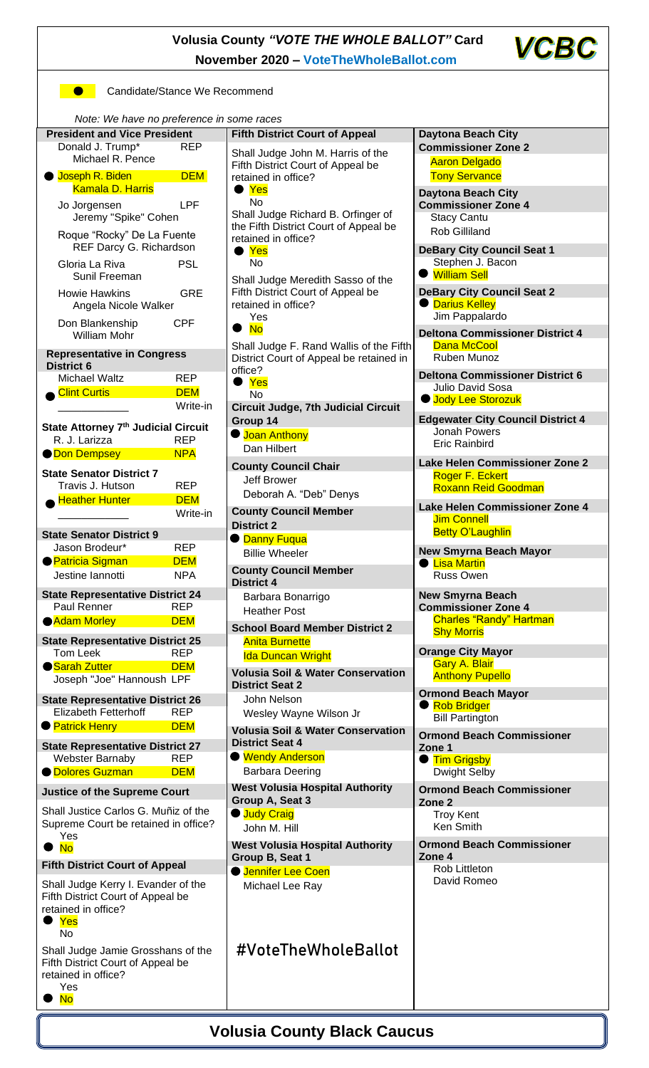# Volusia County *"VOTE THE WHOLE BALLOT"* Card

**November 2020 – VoteTheWholeBallot.com**

**VCBC**

● Candidate/Stance We Recommend

*Note: We have no preference in some races*

### President and Vice President

- Donald J. Trump* / Michael R. Pence — REP
- ● **Joseph R. Biden / Kamala D. Harris — DEM**
- Jo Jorgensen / Jeremy "Spike" Cohen — LPF
- Roque "Rocky" De La Fuente / Darcy G. Richardson — REF
- Gloria La Riva / Sunil Freeman — PSL
- Howie Hawkins / Angela Nicole Walker — GRE
- Don Blankenship / William Mohr — CPF

### Representative in Congress District 6

- Michael Waltz — REP
- ● **Clint Curtis — DEM**
- ____________ Write-in

### State Attorney 7th Judicial Circuit

- R. J. Larizza — REP
- ● **Don Dempsey — NPA**

### State Senator District 7

- Travis J. Hutson — REP
- ● **Heather Hunter — DEM**
- ____________ Write-in

### State Senator District 9

- Jason Brodeur* — REP
- ● **Patricia Sigman — DEM**
- Jestine Iannotti — NPA

### State Representative District 24

- Paul Renner — REP
- ● **Adam Morley — DEM**

### State Representative District 25

- Tom Leek — REP
- ● **Sarah Zutter — DEM**
- Joseph "Joe" Hannoush — LPF

### State Representative District 26

- Elizabeth Fetterhoff — REP
- ● **Patrick Henry — DEM**

### State Representative District 27

- Webster Barnaby — REP
- ● **Dolores Guzman — DEM**

### Justice of the Supreme Court

Shall Justice Carlos G. Muñiz of the Supreme Court be retained in office?
- Yes
- ● **No**

### Fifth District Court of Appeal

Shall Judge Kerry I. Evander of the Fifth District Court of Appeal be retained in office?
- ● **Yes**
- No

Shall Judge Jamie Grosshans of the Fifth District Court of Appeal be retained in office?
- Yes
- ● **No**

### Fifth District Court of Appeal

Shall Judge John M. Harris of the Fifth District Court of Appeal be retained in office?
- ● **Yes**
- No

Shall Judge Richard B. Orfinger of the Fifth District Court of Appeal be retained in office?
- ● **Yes**
- No

Shall Judge Meredith Sasso of the Fifth District Court of Appeal be retained in office?
- Yes
- ● **No**

Shall Judge F. Rand Wallis of the Fifth District Court of Appeal be retained in office?
- ● **Yes**
- No

### Circuit Judge, 7th Judicial Circuit Group 14

- ● **Joan Anthony**
- Dan Hilbert

### County Council Chair

- Jeff Brower
- Deborah A. "Deb" Denys

### County Council Member District 2

- ● **Danny Fuqua**
- Billie Wheeler

### County Council Member District 4

- Barbara Bonarrigo
- Heather Post

### School Board Member District 2

- **Anita Burnette**
- **Ida Duncan Wright**

### Volusia Soil & Water Conservation District Seat 2

- John Nelson
- Wesley Wayne Wilson Jr

### Volusia Soil & Water Conservation District Seat 4

- ● **Wendy Anderson**
- Barbara Deering

### West Volusia Hospital Authority Group A, Seat 3

- ● **Judy Craig**
- John M. Hill

### West Volusia Hospital Authority Group B, Seat 1

- ● **Jennifer Lee Coen**
- Michael Lee Ray

#VoteTheWholeBallot

### Daytona Beach City Commissioner Zone 2

- **Aaron Delgado**
- **Tony Servance**

### Daytona Beach City Commissioner Zone 4

- Stacy Cantu
- Rob Gilliland

### DeBary City Council Seat 1

- Stephen J. Bacon
- ● **William Sell**

### DeBary City Council Seat 2

- ● **Darius Kelley**
- Jim Pappalardo

### Deltona Commissioner District 4

- **Dana McCool**
- Ruben Munoz

### Deltona Commissioner District 6

- Julio David Sosa
- ● **Jody Lee Storozuk**

### Edgewater City Council District 4

- Jonah Powers
- Eric Rainbird

### Lake Helen Commissioner Zone 2

- **Roger F. Eckert**
- **Roxann Reid Goodman**

### Lake Helen Commissioner Zone 4

- **Jim Connell**
- **Betty O'Laughlin**

### New Smyrna Beach Mayor

- ● **Lisa Martin**
- Russ Owen

### New Smyrna Beach Commissioner Zone 4

- **Charles "Randy" Hartman**
- **Shy Morris**

### Orange City Mayor

- **Gary A. Blair**
- **Anthony Pupello**

### Ormond Beach Mayor

- ● **Rob Bridger**
- Bill Partington

### Ormond Beach Commissioner Zone 1

- ● **Tim Grigsby**
- Dwight Selby

### Ormond Beach Commissioner Zone 2

- Troy Kent
- Ken Smith

### Ormond Beach Commissioner Zone 4

- Rob Littleton
- David Romeo

## Volusia County Black Caucus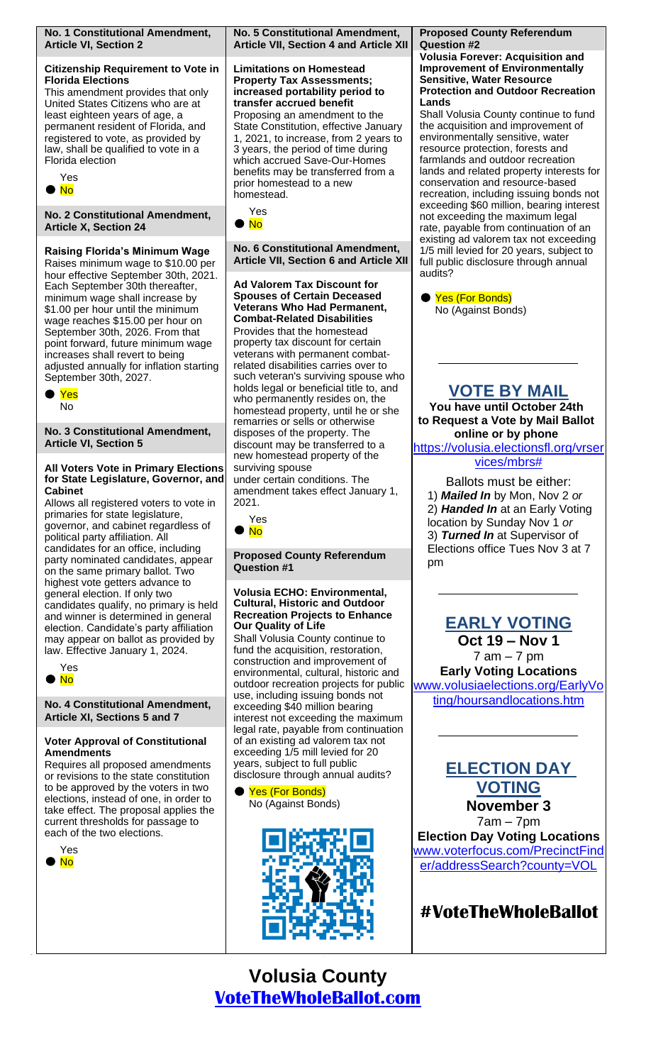### No. 1 Constitutional Amendment, Article VI, Section 2

**Citizenship Requirement to Vote in Florida Elections**

This amendment provides that only United States Citizens who are at least eighteen years of age, a permanent resident of Florida, and registered to vote, as provided by law, shall be qualified to vote in a Florida election

Yes
● No

### No. 2 Constitutional Amendment, Article X, Section 24

**Raising Florida's Minimum Wage**

Raises minimum wage to $10.00 per hour effective September 30th, 2021. Each September 30th thereafter, minimum wage shall increase by $1.00 per hour until the minimum wage reaches $15.00 per hour on September 30th, 2026. From that point forward, future minimum wage increases shall revert to being adjusted annually for inflation starting September 30th, 2027.

● Yes
No

### No. 3 Constitutional Amendment, Article VI, Section 5

**All Voters Vote in Primary Elections for State Legislature, Governor, and Cabinet**

Allows all registered voters to vote in primaries for state legislature, governor, and cabinet regardless of political party affiliation. All candidates for an office, including party nominated candidates, appear on the same primary ballot. Two highest vote getters advance to general election. If only two candidates qualify, no primary is held and winner is determined in general election. Candidate's party affiliation may appear on ballot as provided by law. Effective January 1, 2024.

Yes
● No

### No. 4 Constitutional Amendment, Article XI, Sections 5 and 7

**Voter Approval of Constitutional Amendments**

Requires all proposed amendments or revisions to the state constitution to be approved by the voters in two elections, instead of one, in order to take effect. The proposal applies the current thresholds for passage to each of the two elections.

Yes
● No

### No. 5 Constitutional Amendment, Article VII, Section 4 and Article XII

**Limitations on Homestead Property Tax Assessments; increased portability period to transfer accrued benefit**

Proposing an amendment to the State Constitution, effective January 1, 2021, to increase, from 2 years to 3 years, the period of time during which accrued Save-Our-Homes benefits may be transferred from a prior homestead to a new homestead.

Yes
● No

### No. 6 Constitutional Amendment, Article VII, Section 6 and Article XII

**Ad Valorem Tax Discount for Spouses of Certain Deceased Veterans Who Had Permanent, Combat-Related Disabilities**

Provides that the homestead property tax discount for certain veterans with permanent combat-related disabilities carries over to such veteran's surviving spouse who holds legal or beneficial title to, and who permanently resides on, the homestead property, until he or she remarries or sells or otherwise disposes of the property. The discount may be transferred to a new homestead property of the surviving spouse under certain conditions. The amendment takes effect January 1, 2021.

Yes
● No

### Proposed County Referendum Question #1

**Volusia ECHO: Environmental, Cultural, Historic and Outdoor Recreation Projects to Enhance Our Quality of Life**

Shall Volusia County continue to fund the acquisition, restoration, construction and improvement of environmental, cultural, historic and outdoor recreation projects for public use, including issuing bonds not exceeding $40 million bearing interest not exceeding the maximum legal rate, payable from continuation of an existing ad valorem tax not exceeding 1/5 mill levied for 20 years, subject to full public disclosure through annual audits?

● Yes (For Bonds)
No (Against Bonds)

### Proposed County Referendum Question #2

**Volusia Forever: Acquisition and Improvement of Environmentally Sensitive, Water Resource Protection and Outdoor Recreation Lands**

Shall Volusia County continue to fund the acquisition and improvement of environmentally sensitive, water resource protection, forests and farmlands and outdoor recreation lands and related property interests for conservation and resource-based recreation, including issuing bonds not exceeding $60 million, bearing interest not exceeding the maximum legal rate, payable from continuation of an existing ad valorem tax not exceeding 1/5 mill levied for 20 years, subject to full public disclosure through annual audits?

● Yes (For Bonds)
No (Against Bonds)

## VOTE BY MAIL

**You have until October 24th to Request a Vote by Mail Ballot online or by phone**

https://volusia.electionsfl.org/vrservices/mbrs#

Ballots must be either:

1) ***Mailed In*** by Mon, Nov 2 *or*
2) ***Handed In*** at an Early Voting location by Sunday Nov 1 *or*
3) ***Turned In*** at Supervisor of Elections office Tues Nov 3 at 7 pm

## EARLY VOTING

**Oct 19 – Nov 1**

7 am – 7 pm

**Early Voting Locations**

www.volusiaelections.org/EarlyVoting/hoursandlocations.htm

## ELECTION DAY VOTING

**November 3**

7am – 7pm

**Election Day Voting Locations**

www.voterfocus.com/PrecinctFinder/addressSearch?county=VOL

**#VoteTheWholeBallot**

**Volusia County**
**VoteTheWholeBallot.com**